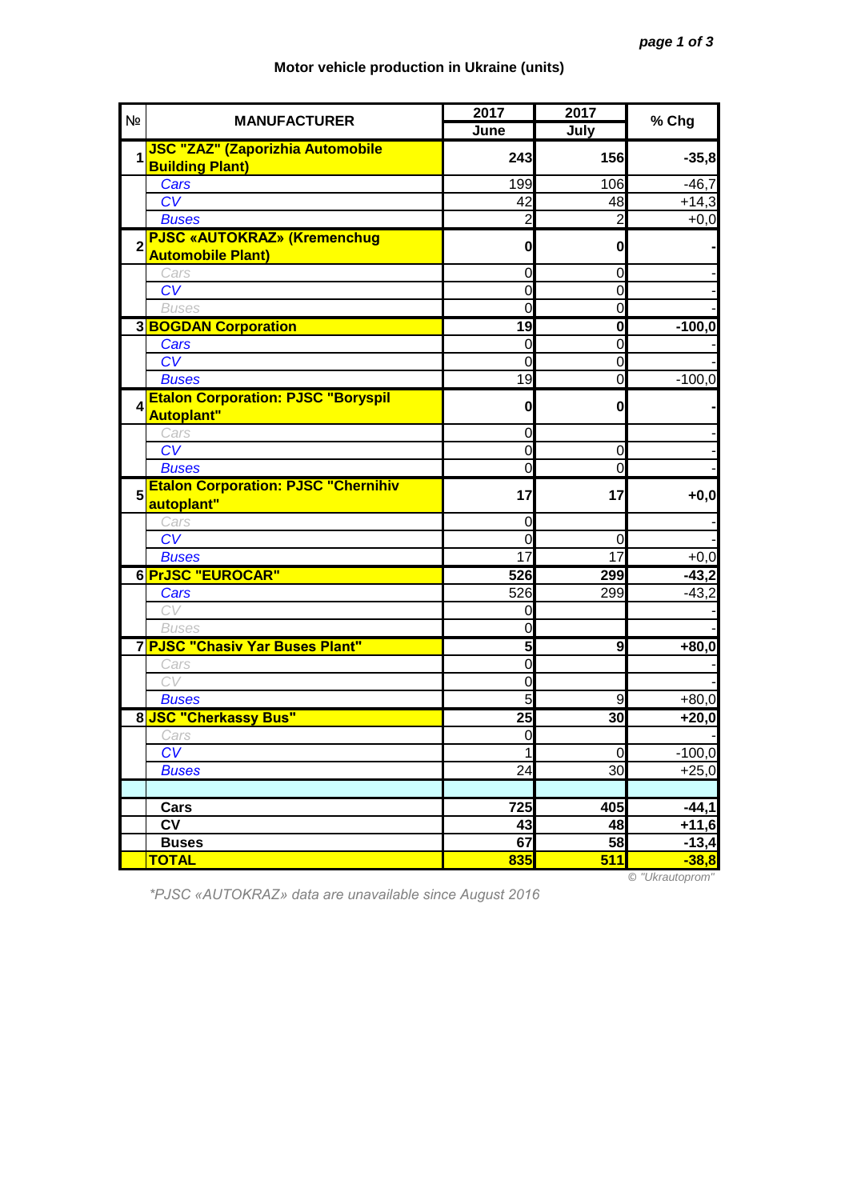**Motor vehicle production in Ukraine (units)**

| № | MANUFACTURER | 2017 June | 2017 July | % Chg |
|---|---|---|---|---|
| 1 | **JSC "ZAZ" (Zaporizhia Automobile Building Plant)** | **243** | **156** | **-35,8** |
| | *Cars* | 199 | 106 | -46,7 |
| | *CV* | 42 | 48 | +14,3 |
| | *Buses* | 2 | 2 | +0,0 |
| 2 | **PJSC «AUTOKRAZ» (Kremenchug Automobile Plant)** | **0** | **0** | **-** |
| | *Cars* | 0 | 0 | - |
| | *CV* | 0 | 0 | - |
| | *Buses* | 0 | 0 | - |
| 3 | **BOGDAN Corporation** | **19** | **0** | **-100,0** |
| | *Cars* | 0 | 0 | - |
| | *CV* | 0 | 0 | - |
| | *Buses* | 19 | 0 | -100,0 |
| 4 | **Etalon Corporation: PJSC "Boryspil Autoplant"** | **0** | **0** | **-** |
| | *Cars* | 0 | | - |
| | *CV* | 0 | 0 | - |
| | *Buses* | 0 | 0 | - |
| 5 | **Etalon Corporation: PJSC "Chernihiv autoplant"** | **17** | **17** | **+0,0** |
| | *Cars* | 0 | | - |
| | *CV* | 0 | 0 | - |
| | *Buses* | 17 | 17 | +0,0 |
| 6 | **PrJSC "EUROCAR"** | **526** | **299** | **-43,2** |
| | *Cars* | 526 | 299 | -43,2 |
| | *CV* | 0 | | - |
| | *Buses* | 0 | | - |
| 7 | **PJSC "Chasiv Yar Buses Plant"** | **5** | **9** | **+80,0** |
| | *Cars* | 0 | | - |
| | *CV* | 0 | | - |
| | *Buses* | 5 | 9 | +80,0 |
| 8 | **JSC "Cherkassy Bus"** | **25** | **30** | **+20,0** |
| | *Cars* | 0 | | - |
| | *CV* | 1 | 0 | -100,0 |
| | *Buses* | 24 | 30 | +25,0 |
| | | | | |
| | **Cars** | **725** | **405** | **-44,1** |
| | **CV** | **43** | **48** | **+11,6** |
| | **Buses** | **67** | **58** | **-13,4** |
| | **TOTAL** | **835** | **511** | **-38,8** |

*© "Ukrautoprom"*

*\*PJSC «AUTOKRAZ» data are unavailable since August 2016*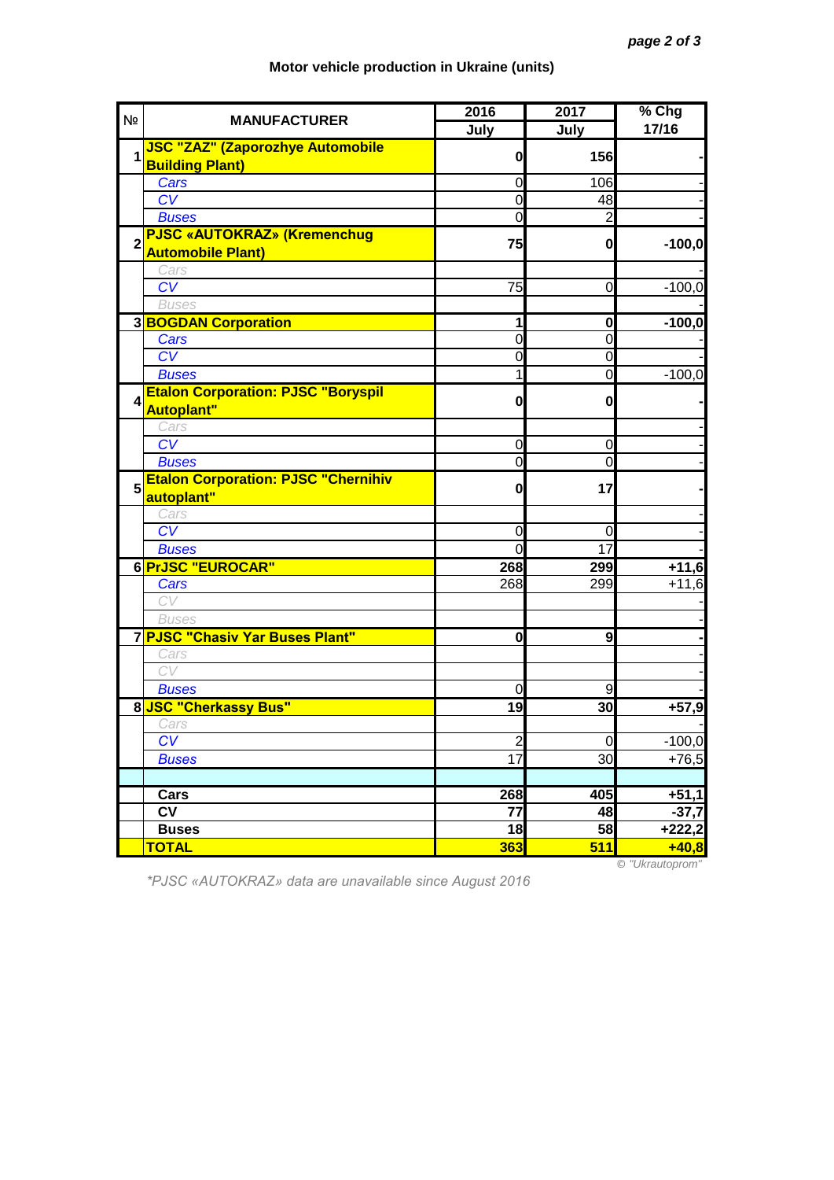# Motor vehicle production in Ukraine (units)

| № | MANUFACTURER | 2016 July | 2017 July | % Chg 17/16 |
|---|---|---|---|---|
| 1 | **JSC "ZAZ" (Zaporozhye Automobile Building Plant)** | **0** | **156** | **-** |
| | *Cars* | 0 | 106 | - |
| | *CV* | 0 | 48 | - |
| | *Buses* | 0 | 2 | - |
| 2 | **PJSC «AUTOKRAZ» (Kremenchug Automobile Plant)** | **75** | **0** | **-100,0** |
| | *Cars* | | | - |
| | *CV* | 75 | 0 | -100,0 |
| | *Buses* | | | - |
| 3 | **BOGDAN Corporation** | **1** | **0** | **-100,0** |
| | *Cars* | 0 | 0 | - |
| | *CV* | 0 | 0 | - |
| | *Buses* | 1 | 0 | -100,0 |
| 4 | **Etalon Corporation: PJSC "Boryspil Autoplant"** | **0** | **0** | **-** |
| | *Cars* | | | - |
| | *CV* | 0 | 0 | - |
| | *Buses* | 0 | 0 | - |
| 5 | **Etalon Corporation: PJSC "Chernihiv autoplant"** | **0** | **17** | **-** |
| | *Cars* | | | - |
| | *CV* | 0 | 0 | - |
| | *Buses* | 0 | 17 | - |
| 6 | **PrJSC "EUROCAR"** | **268** | **299** | **+11,6** |
| | *Cars* | 268 | 299 | +11,6 |
| | *CV* | | | - |
| | *Buses* | | | - |
| 7 | **PJSC "Chasiv Yar Buses Plant"** | **0** | **9** | **-** |
| | *Cars* | | | - |
| | *CV* | | | - |
| | *Buses* | 0 | 9 | - |
| 8 | **JSC "Cherkassy Bus"** | **19** | **30** | **+57,9** |
| | *Cars* | | | - |
| | *CV* | 2 | 0 | -100,0 |
| | *Buses* | 17 | 30 | +76,5 |
| | | | | |
| | **Cars** | **268** | **405** | **+51,1** |
| | **CV** | **77** | **48** | **-37,7** |
| | **Buses** | **18** | **58** | **+222,2** |
| | **TOTAL** | **363** | **511** | **+40,8** |

*© "Ukrautoprom"*

*\*PJSC «AUTOKRAZ» data are unavailable since August 2016*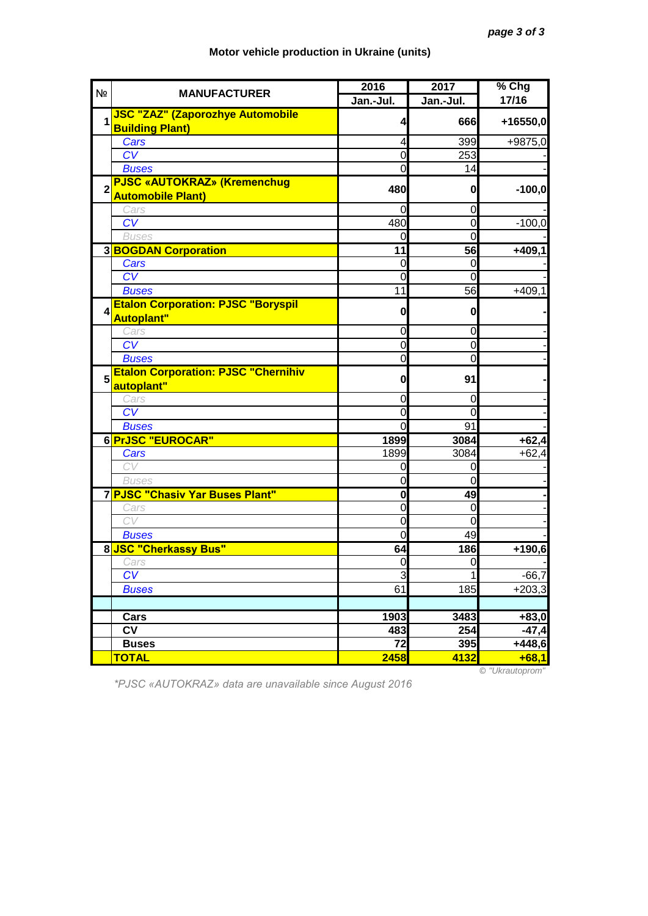**Motor vehicle production in Ukraine (units)**

| № | MANUFACTURER | 2016 Jan.-Jul. | 2017 Jan.-Jul. | % Chg 17/16 |
|---|---|---|---|---|
| 1 | **JSC "ZAZ" (Zaporozhye Automobile Building Plant)** | **4** | **666** | **+16550,0** |
| | *Cars* | 4 | 399 | +9875,0 |
| | *CV* | 0 | 253 | - |
| | *Buses* | 0 | 14 | - |
| 2 | **PJSC «AUTOKRAZ» (Kremenchug Automobile Plant)** | **480** | **0** | **-100,0** |
| | *Cars* | 0 | 0 | - |
| | *CV* | 480 | 0 | -100,0 |
| | *Buses* | 0 | 0 | - |
| 3 | **BOGDAN Corporation** | **11** | **56** | **+409,1** |
| | *Cars* | 0 | 0 | - |
| | *CV* | 0 | 0 | - |
| | *Buses* | 11 | 56 | +409,1 |
| 4 | **Etalon Corporation: PJSC "Boryspil Autoplant"** | **0** | **0** | **-** |
| | *Cars* | 0 | 0 | - |
| | *CV* | 0 | 0 | - |
| | *Buses* | 0 | 0 | - |
| 5 | **Etalon Corporation: PJSC "Chernihiv autoplant"** | **0** | **91** | **-** |
| | *Cars* | 0 | 0 | - |
| | *CV* | 0 | 0 | - |
| | *Buses* | 0 | 91 | - |
| 6 | **PrJSC "EUROCAR"** | **1899** | **3084** | **+62,4** |
| | *Cars* | 1899 | 3084 | +62,4 |
| | *CV* | 0 | 0 | - |
| | *Buses* | 0 | 0 | - |
| 7 | **PJSC "Chasiv Yar Buses Plant"** | **0** | **49** | **-** |
| | *Cars* | 0 | 0 | - |
| | *CV* | 0 | 0 | - |
| | *Buses* | 0 | 49 | - |
| 8 | **JSC "Cherkassy Bus"** | **64** | **186** | **+190,6** |
| | *Cars* | 0 | 0 | - |
| | *CV* | 3 | 1 | -66,7 |
| | *Buses* | 61 | 185 | +203,3 |
| | | | | |
| | **Cars** | **1903** | **3483** | **+83,0** |
| | **CV** | **483** | **254** | **-47,4** |
| | **Buses** | **72** | **395** | **+448,6** |
| | **TOTAL** | **2458** | **4132** | **+68,1** |

*© "Ukrautoprom"*

*\*PJSC «AUTOKRAZ» data are unavailable since August 2016*